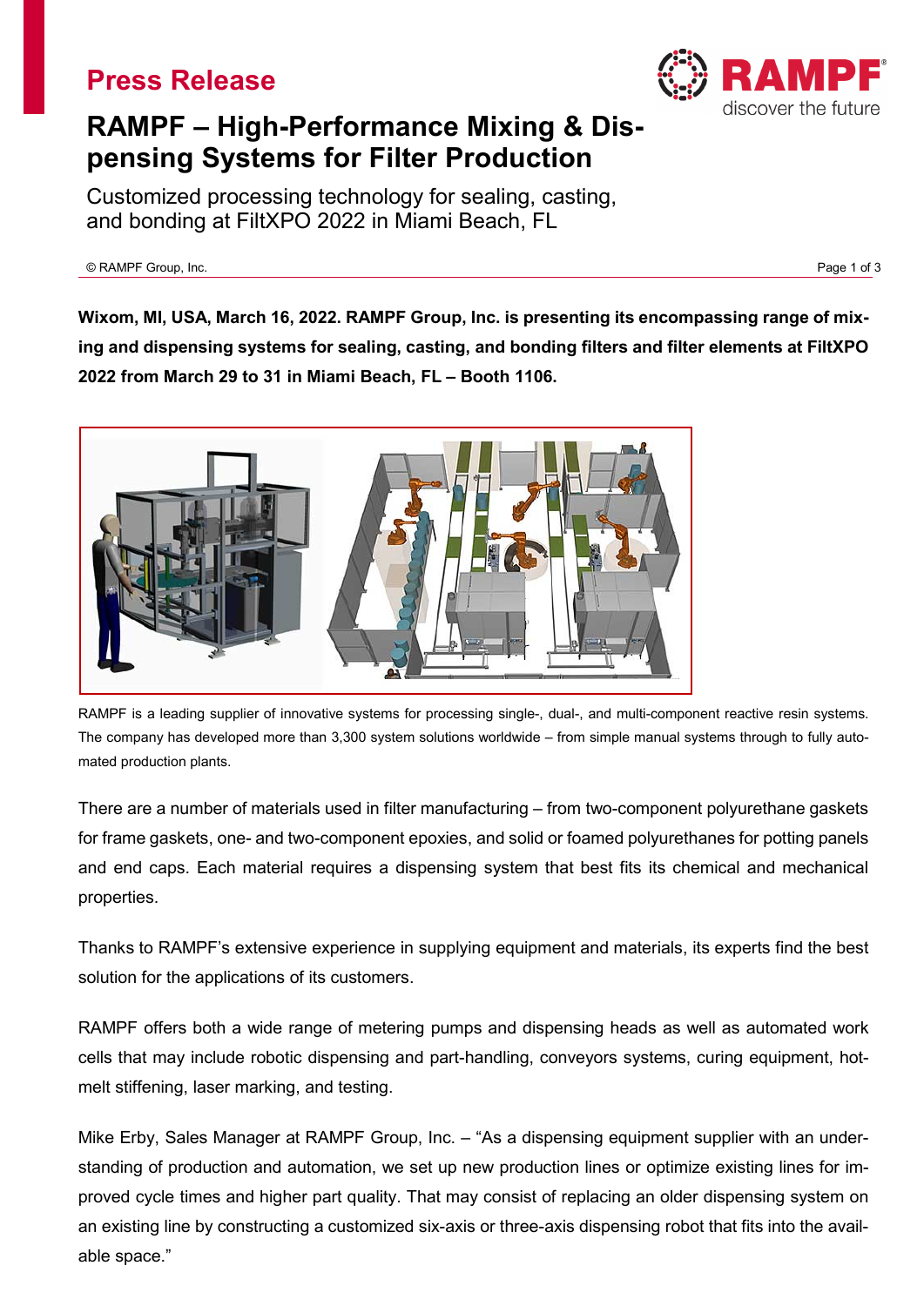**Press Release**

# RAMPF – High-Performance Mixing & Dispensing Systems for Filter Production

Customized processing technology for sealing, casting, and bonding at FiltXPO 2022 in Miami Beach, FL

© RAMPF Group, Inc.

**Wixom, MI, USA, March 16, 2022. RAMPF Group, Inc. is presenting its encompassing range of mixing and dispensing systems for sealing, casting, and bonding filters and filter elements at FiltXPO 2022 from March 29 to 31 in Miami Beach, FL – Booth 1106.**

RAMPF is a leading supplier of innovative systems for processing single-, dual-, and multi-component reactive resin systems. The company has developed more than 3,300 system solutions worldwide – from simple manual systems through to fully automated production plants.

There are a number of materials used in filter manufacturing – from two-component polyurethane gaskets for frame gaskets, one- and two-component epoxies, and solid or foamed polyurethanes for potting panels and end caps. Each material requires a dispensing system that best fits its chemical and mechanical properties.

Thanks to RAMPF's extensive experience in supplying equipment and materials, its experts find the best solution for the applications of its customers.

RAMPF offers both a wide range of metering pumps and dispensing heads as well as automated work cells that may include robotic dispensing and part-handling, conveyors systems, curing equipment, hot-melt stiffening, laser marking, and testing.

Mike Erby, Sales Manager at RAMPF Group, Inc. – "As a dispensing equipment supplier with an understanding of production and automation, we set up new production lines or optimize existing lines for improved cycle times and higher part quality. That may consist of replacing an older dispensing system on an existing line by constructing a customized six-axis or three-axis dispensing robot that fits into the available space."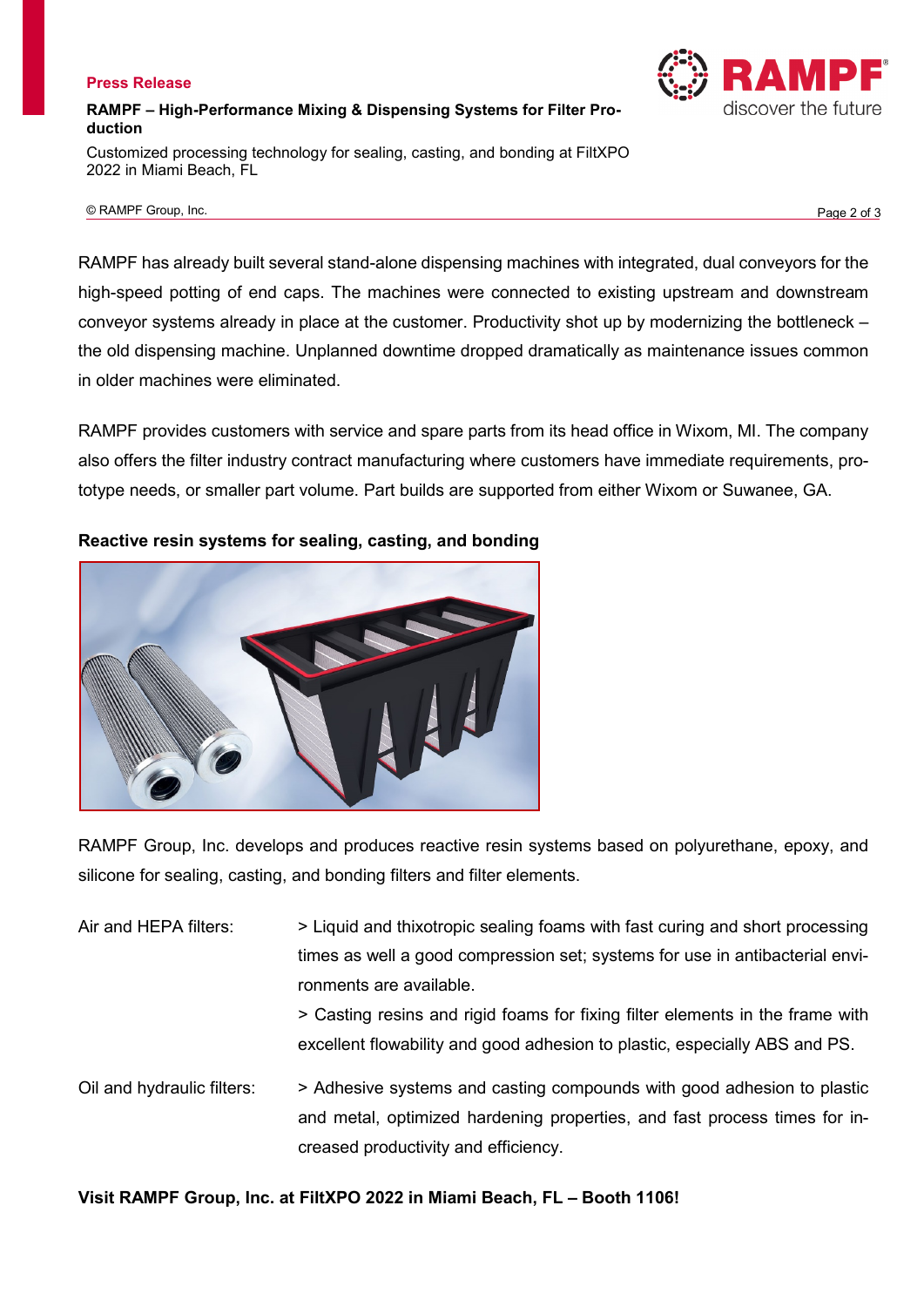RAMPF has already built several stand-alone dispensing machines with integrated, dual conveyors for the high-speed potting of end caps. The machines were connected to existing upstream and downstream conveyor systems already in place at the customer. Productivity shot up by modernizing the bottleneck – the old dispensing machine. Unplanned downtime dropped dramatically as maintenance issues common in older machines were eliminated.

RAMPF provides customers with service and spare parts from its head office in Wixom, MI. The company also offers the filter industry contract manufacturing where customers have immediate requirements, prototype needs, or smaller part volume. Part builds are supported from either Wixom or Suwanee, GA.

**Reactive resin systems for sealing, casting, and bonding**

RAMPF Group, Inc. develops and produces reactive resin systems based on polyurethane, epoxy, and silicone for sealing, casting, and bonding filters and filter elements.

| | |
|---|---|
| Air and HEPA filters: | > Liquid and thixotropic sealing foams with fast curing and short processing times as well a good compression set; systems for use in antibacterial environments are available.<br>> Casting resins and rigid foams for fixing filter elements in the frame with excellent flowability and good adhesion to plastic, especially ABS and PS. |
| Oil and hydraulic filters: | > Adhesive systems and casting compounds with good adhesion to plastic and metal, optimized hardening properties, and fast process times for increased productivity and efficiency. |

**Visit RAMPF Group, Inc. at FiltXPO 2022 in Miami Beach, FL – Booth 1106!**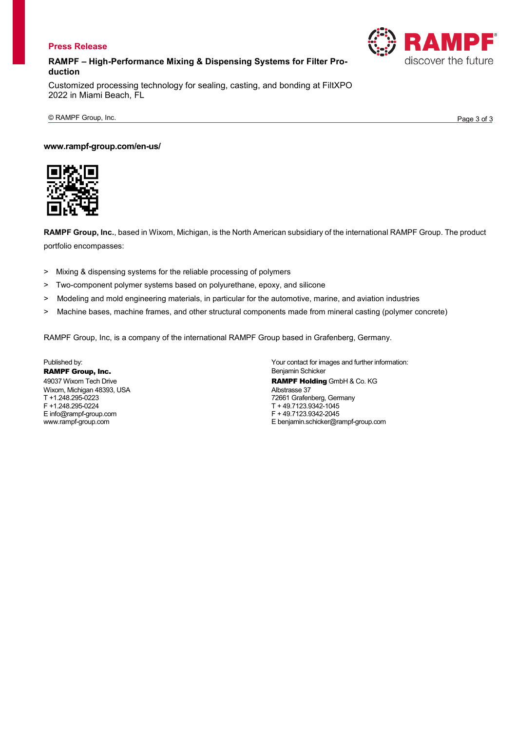**www.rampf-group.com/en-us/**

**RAMPF Group, Inc.**, based in Wixom, Michigan, is the North American subsidiary of the international RAMPF Group. The product portfolio encompasses:

> Mixing & dispensing systems for the reliable processing of polymers
> Two-component polymer systems based on polyurethane, epoxy, and silicone
> Modeling and mold engineering materials, in particular for the automotive, marine, and aviation industries
> Machine bases, machine frames, and other structural components made from mineral casting (polymer concrete)

RAMPF Group, Inc, is a company of the international RAMPF Group based in Grafenberg, Germany.

Published by:
**RAMPF Group, Inc.**
49037 Wixom Tech Drive
Wixom, Michigan 48393, USA
T +1.248.295-0223
F +1.248.295-0224
E info@rampf-group.com
www.rampf-group.com

Your contact for images and further information:
Benjamin Schicker
**RAMPF Holding** GmbH & Co. KG
Albstrasse 37
72661 Grafenberg, Germany
T + 49.7123.9342-1045
F + 49.7123.9342-2045
E benjamin.schicker@rampf-group.com